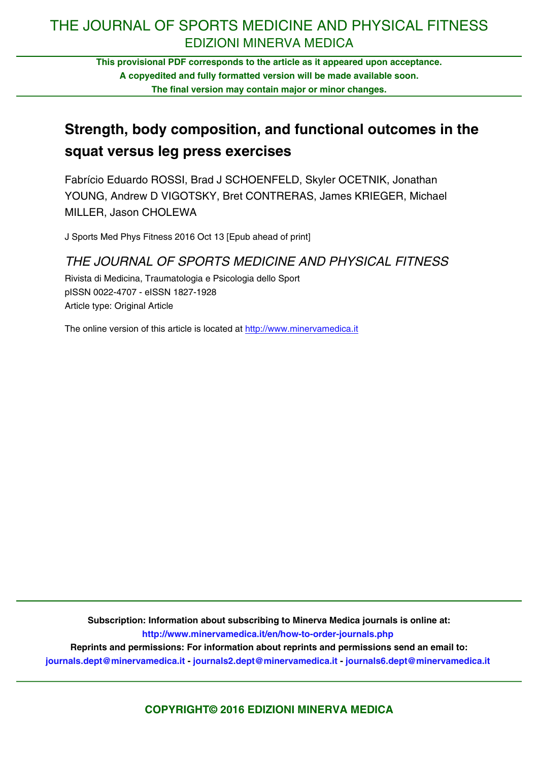# THE JOURNAL OF SPORTS MEDICINE AND PHYSICAL FITNESS
## EDIZIONI MINERVA MEDICA

**This provisional PDF corresponds to the article as it appeared upon acceptance.**
**A copyedited and fully formatted version will be made available soon.**
**The final version may contain major or minor changes.**

# Strength, body composition, and functional outcomes in the squat versus leg press exercises

Fabrício Eduardo ROSSI, Brad J SCHOENFELD, Skyler OCETNIK, Jonathan YOUNG, Andrew D VIGOTSKY, Bret CONTRERAS, James KRIEGER, Michael MILLER, Jason CHOLEWA

J Sports Med Phys Fitness 2016 Oct 13 [Epub ahead of print]

*THE JOURNAL OF SPORTS MEDICINE AND PHYSICAL FITNESS*

Rivista di Medicina, Traumatologia e Psicologia dello Sport
pISSN 0022-4707 - eISSN 1827-1928
Article type: Original Article

The online version of this article is located at http://www.minervamedica.it

**Subscription: Information about subscribing to Minerva Medica journals is online at:**
**http://www.minervamedica.it/en/how-to-order-journals.php**
**Reprints and permissions: For information about reprints and permissions send an email to:**
**journals.dept@minervamedica.it - journals2.dept@minervamedica.it - journals6.dept@minervamedica.it**

**COPYRIGHT© 2016 EDIZIONI MINERVA MEDICA**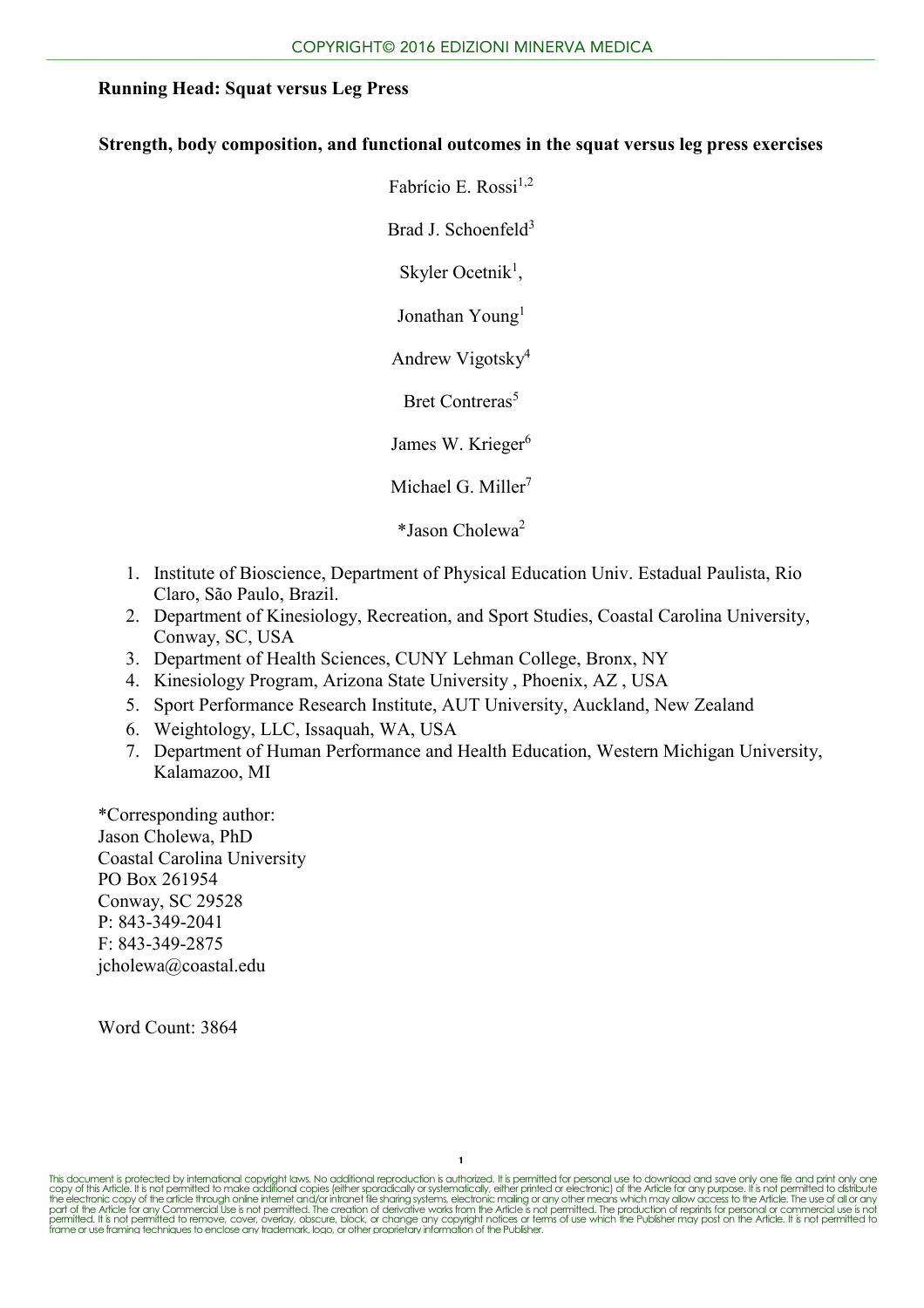**Running Head: Squat versus Leg Press**

**Strength, body composition, and functional outcomes in the squat versus leg press exercises**

Fabrício E. Rossi[1,2]

Brad J. Schoenfeld[3]

Skyler Ocetnik[1],

Jonathan Young[1]

Andrew Vigotsky[4]

Bret Contreras[5]

James W. Krieger[6]

Michael G. Miller[7]

*Jason Cholewa[2]

1. Institute of Bioscience, Department of Physical Education Univ. Estadual Paulista, Rio Claro, São Paulo, Brazil.
2. Department of Kinesiology, Recreation, and Sport Studies, Coastal Carolina University, Conway, SC, USA
3. Department of Health Sciences, CUNY Lehman College, Bronx, NY
4. Kinesiology Program, Arizona State University , Phoenix, AZ , USA
5. Sport Performance Research Institute, AUT University, Auckland, New Zealand
6. Weightology, LLC, Issaquah, WA, USA
7. Department of Human Performance and Health Education, Western Michigan University, Kalamazoo, MI

*Corresponding author:
Jason Cholewa, PhD
Coastal Carolina University
PO Box 261954
Conway, SC 29528
P: 843-349-2041
F: 843-349-2875
jcholewa@coastal.edu

Word Count: 3864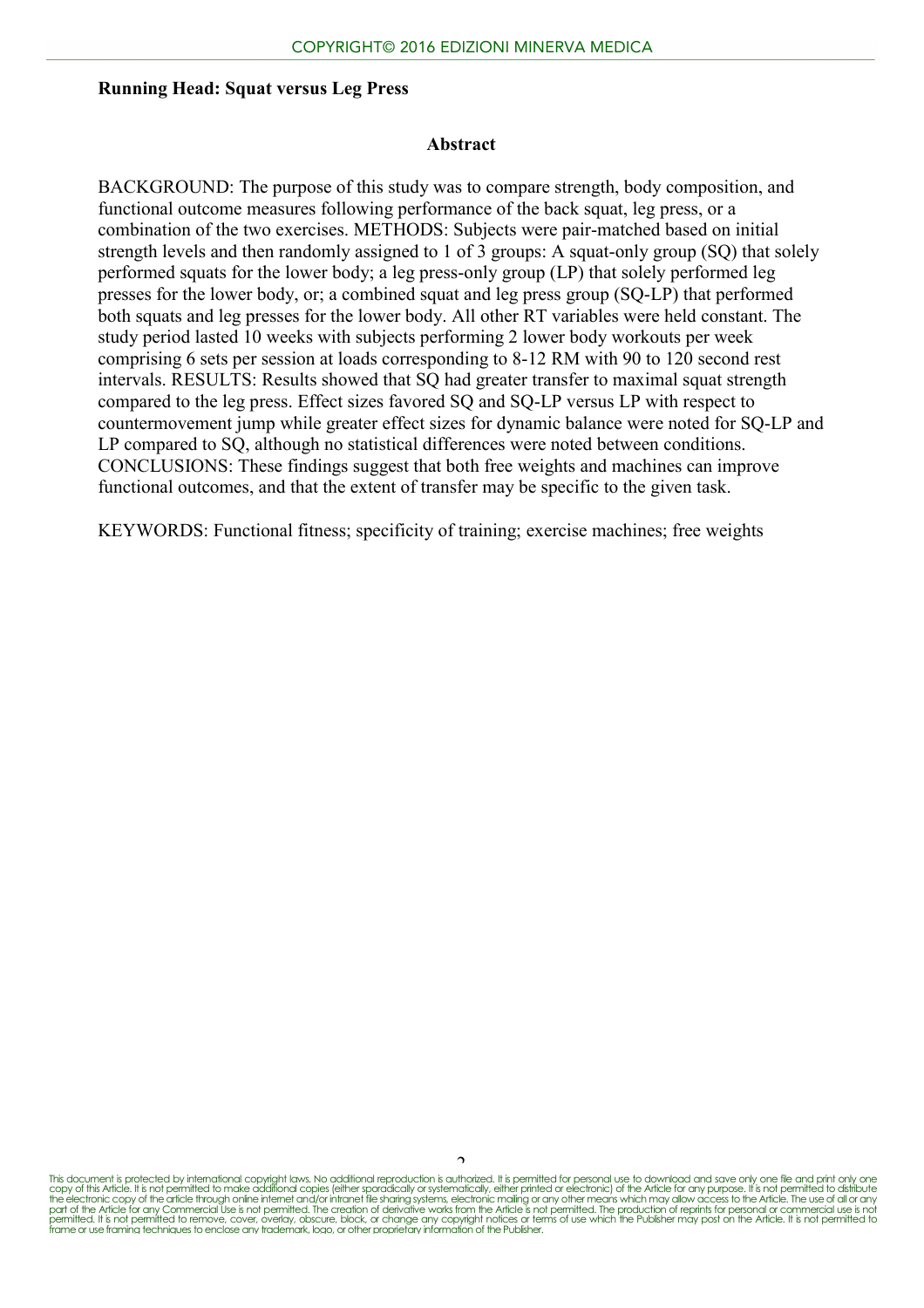**Running Head: Squat versus Leg Press**

## Abstract

BACKGROUND: The purpose of this study was to compare strength, body composition, and functional outcome measures following performance of the back squat, leg press, or a combination of the two exercises. METHODS: Subjects were pair-matched based on initial strength levels and then randomly assigned to 1 of 3 groups: A squat-only group (SQ) that solely performed squats for the lower body; a leg press-only group (LP) that solely performed leg presses for the lower body, or; a combined squat and leg press group (SQ-LP) that performed both squats and leg presses for the lower body. All other RT variables were held constant. The study period lasted 10 weeks with subjects performing 2 lower body workouts per week comprising 6 sets per session at loads corresponding to 8-12 RM with 90 to 120 second rest intervals. RESULTS: Results showed that SQ had greater transfer to maximal squat strength compared to the leg press. Effect sizes favored SQ and SQ-LP versus LP with respect to countermovement jump while greater effect sizes for dynamic balance were noted for SQ-LP and LP compared to SQ, although no statistical differences were noted between conditions. CONCLUSIONS: These findings suggest that both free weights and machines can improve functional outcomes, and that the extent of transfer may specific to the given task.

KEYWORDS: Functional fitness; specificity of training; exercise machines; free weights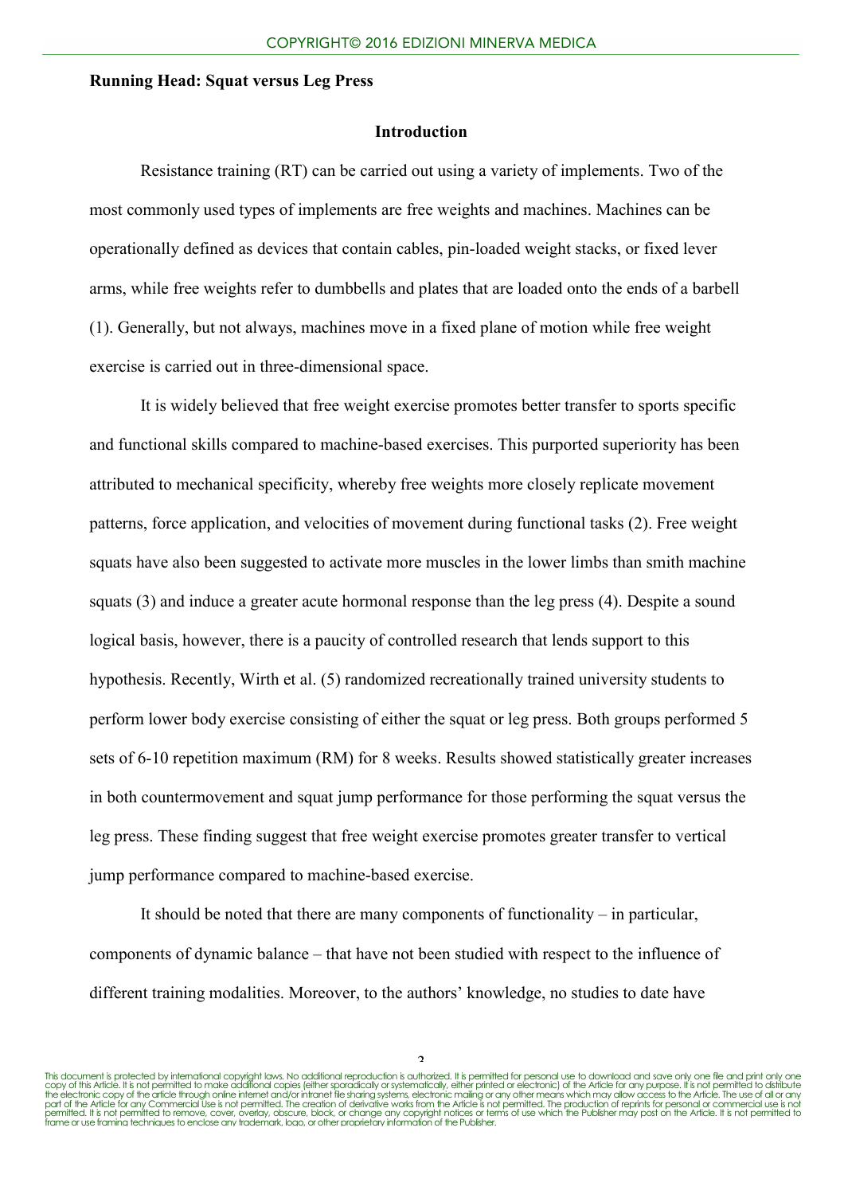**Running Head: Squat versus Leg Press**

## Introduction

Resistance training (RT) can be carried out using a variety of implements. Two of the most commonly used types of implements are free weights and machines. Machines can be operationally defined as devices that contain cables, pin-loaded weight stacks, or fixed lever arms, while free weights refer to dumbbells and plates that are loaded onto the ends of a barbell (1). Generally, but not always, machines move in a fixed plane of motion while free weight exercise is carried out in three-dimensional space.

It is widely believed that free weight exercise promotes better transfer to sports specific and functional skills compared to machine-based exercises. This purported superiority has been attributed to mechanical specificity, whereby free weights more closely replicate movement patterns, force application, and velocities of movement during functional tasks (2). Free weight squats have also been suggested to activate more muscles in the lower limbs than smith machine squats (3) and induce a greater acute hormonal response than the leg press (4). Despite a sound logical basis, however, there is a paucity of controlled research that lends support to this hypothesis. Recently, Wirth et al. (5) randomized recreationally trained university students to perform lower body exercise consisting of either the squat or leg press. Both groups performed 5 sets of 6-10 repetition maximum (RM) for 8 weeks. Results showed statistically greater increases in both countermovement and squat jump performance for those performing the squat versus the leg press. These finding suggest that free weight exercise promotes greater transfer to vertical jump performance compared to machine-based exercise.

It should be noted that there are many components of functionality – in particular, components of dynamic balance – that have not been studied with respect to the influence of different training modalities. Moreover, to the authors' knowledge, no studies to date have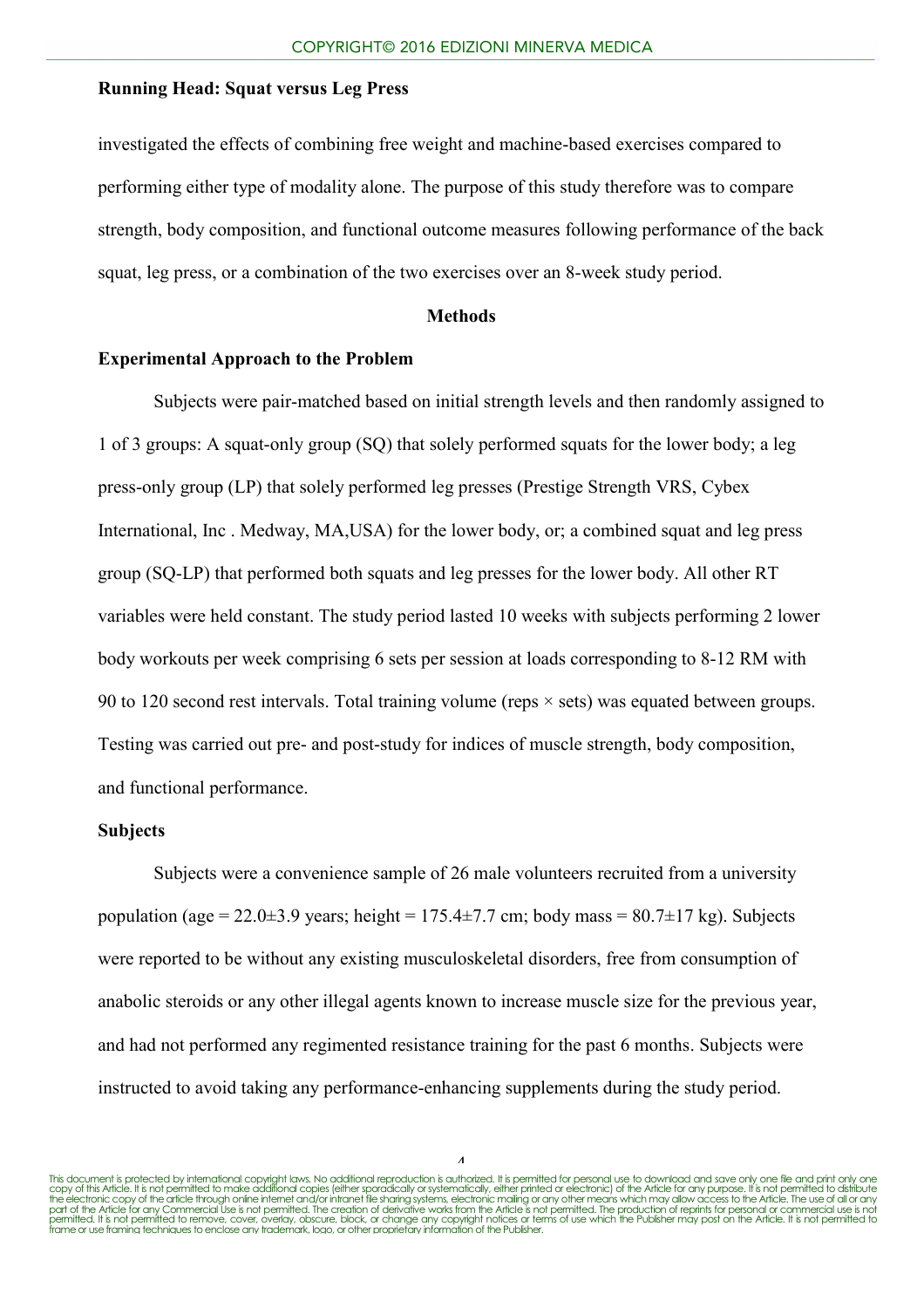investigated the effects of combining free weight and machine-based exercises compared to performing either type of modality alone. The purpose of this study therefore was to compare strength, body composition, and functional outcome measures following performance of the back squat, leg press, or a combination of the two exercises over an 8-week study period.

## Methods

### Experimental Approach to the Problem

Subjects were pair-matched based on initial strength levels and then randomly assigned to 1 of 3 groups: A squat-only group (SQ) that solely performed squats for the lower body; a leg press-only group (LP) that solely performed leg presses (Prestige Strength VRS, Cybex International, Inc . Medway, MA,USA) for the lower body, or; a combined squat and leg press group (SQ-LP) that performed both squats and leg presses for the lower body. All other RT variables were held constant. The study period lasted 10 weeks with subjects performing 2 lower body workouts per week comprising 6 sets per session at loads corresponding to 8-12 RM with 90 to 120 second rest intervals. Total training volume (reps × sets) was equated between groups. Testing was carried out pre- and post-study for indices of muscle strength, body composition, and functional performance.

### Subjects

Subjects were a convenience sample of 26 male volunteers recruited from a university population (age = 22.0±3.9 years; height = 175.4±7.7 cm; body mass = 80.7±17 kg). Subjects were reported to be without any existing musculoskeletal disorders, free from consumption of anabolic steroids or any other illegal agents known to increase muscle size for the previous year, and had not performed any regimented resistance training for the past 6 months. Subjects were instructed to avoid taking any performance-enhancing supplements during the study period.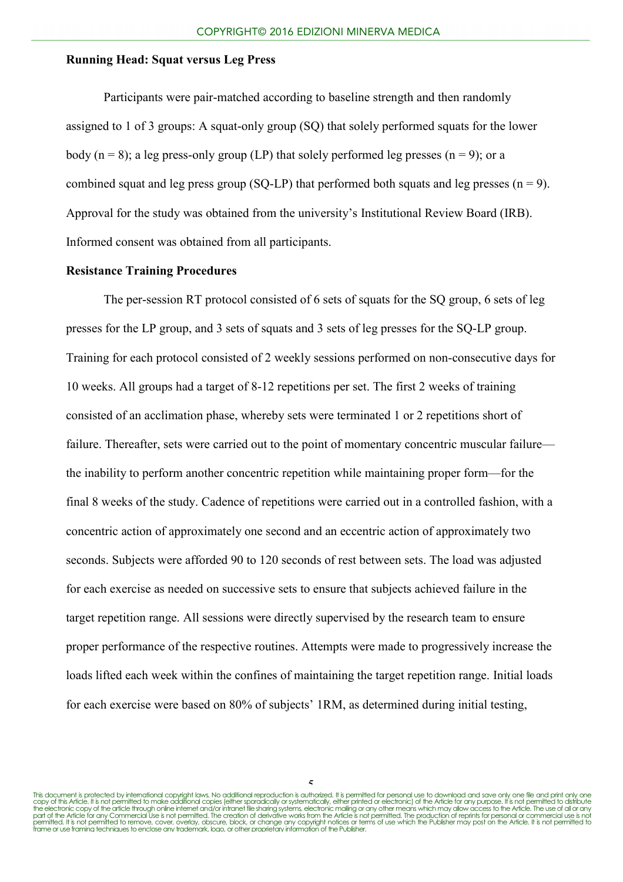Participants were pair-matched according to baseline strength and then randomly assigned to 1 of 3 groups: A squat-only group (SQ) that solely performed squats for the lower body (n = 8); a leg press-only group (LP) that solely performed leg presses (n = 9); or a combined squat and leg press group (SQ-LP) that performed both squats and leg presses (n = 9). Approval for the study was obtained from the university's Institutional Review Board (IRB). Informed consent was obtained from all participants.

**Resistance Training Procedures**

The per-session RT protocol consisted of 6 sets of squats for the SQ group, 6 sets of leg presses for the LP group, and 3 sets of squats and 3 sets of leg presses for the SQ-LP group. Training for each protocol consisted of 2 weekly sessions performed on non-consecutive days for 10 weeks. All groups had a target of 8-12 repetitions per set. The first 2 weeks of training consisted of an acclimation phase, whereby sets were terminated 1 or 2 repetitions short of failure. Thereafter, sets were carried out to the point of momentary concentric muscular failure—the inability to perform another concentric repetition while maintaining proper form—for the final 8 weeks of the study. Cadence of repetitions were carried out in a controlled fashion, with a concentric action of approximately one second and an eccentric action of approximately two seconds. Subjects were afforded 90 to 120 seconds of rest between sets. The load was adjusted for each exercise as needed on successive sets to ensure that subjects achieved failure in the target repetition range. All sessions were directly supervised by the research team to ensure proper performance of the respective routines. Attempts were made to progressively increase the loads lifted each week within the confines of maintaining the target repetition range. Initial loads for each exercise were based on 80% of subjects' 1RM, as determined during initial testing,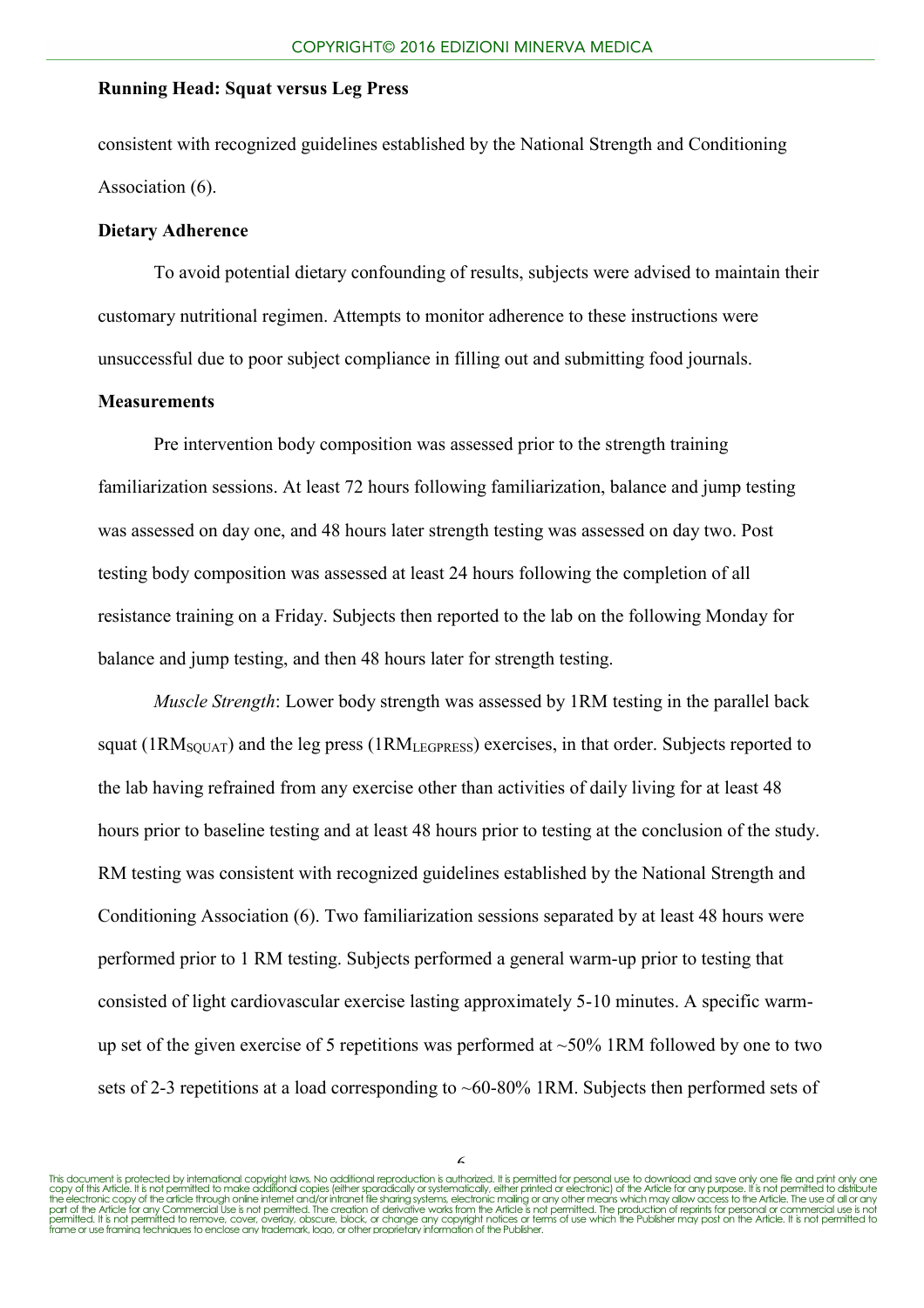consistent with recognized guidelines established by the National Strength and Conditioning Association (6).

**Dietary Adherence**

To avoid potential dietary confounding of results, subjects were advised to maintain their customary nutritional regimen. Attempts to monitor adherence to these instructions were unsuccessful due to poor subject compliance in filling out and submitting food journals.

**Measurements**

Pre intervention body composition was assessed prior to the strength training familiarization sessions. At least 72 hours following familiarization, balance and jump testing was assessed on day one, and 48 hours later strength testing was assessed on day two. Post testing body composition was assessed at least 24 hours following the completion of all resistance training on a Friday. Subjects then reported to the lab on the following Monday for balance and jump testing, and then 48 hours later for strength testing.

*Muscle Strength*: Lower body strength was assessed by 1RM testing in the parallel back squat ($1RM_{SQUAT}$) and the leg press ($1RM_{LEGPRESS}$) exercises, in that order. Subjects reported to the lab having refrained from any exercise other than activities of daily living for at least 48 hours prior to baseline testing and at least 48 hours prior to testing at the conclusion of the study. RM testing was consistent with recognized guidelines established by the National Strength and Conditioning Association (6). Two familiarization sessions separated by at least 48 hours were performed prior to 1 RM testing. Subjects performed a general warm-up prior to testing that consisted of light cardiovascular exercise lasting approximately 5-10 minutes. A specific warm-up set of the given exercise of 5 repetitions was performed at ~50% 1RM followed by one to two sets of 2-3 repetitions at a load corresponding to ~60-80% 1RM. Subjects then performed sets of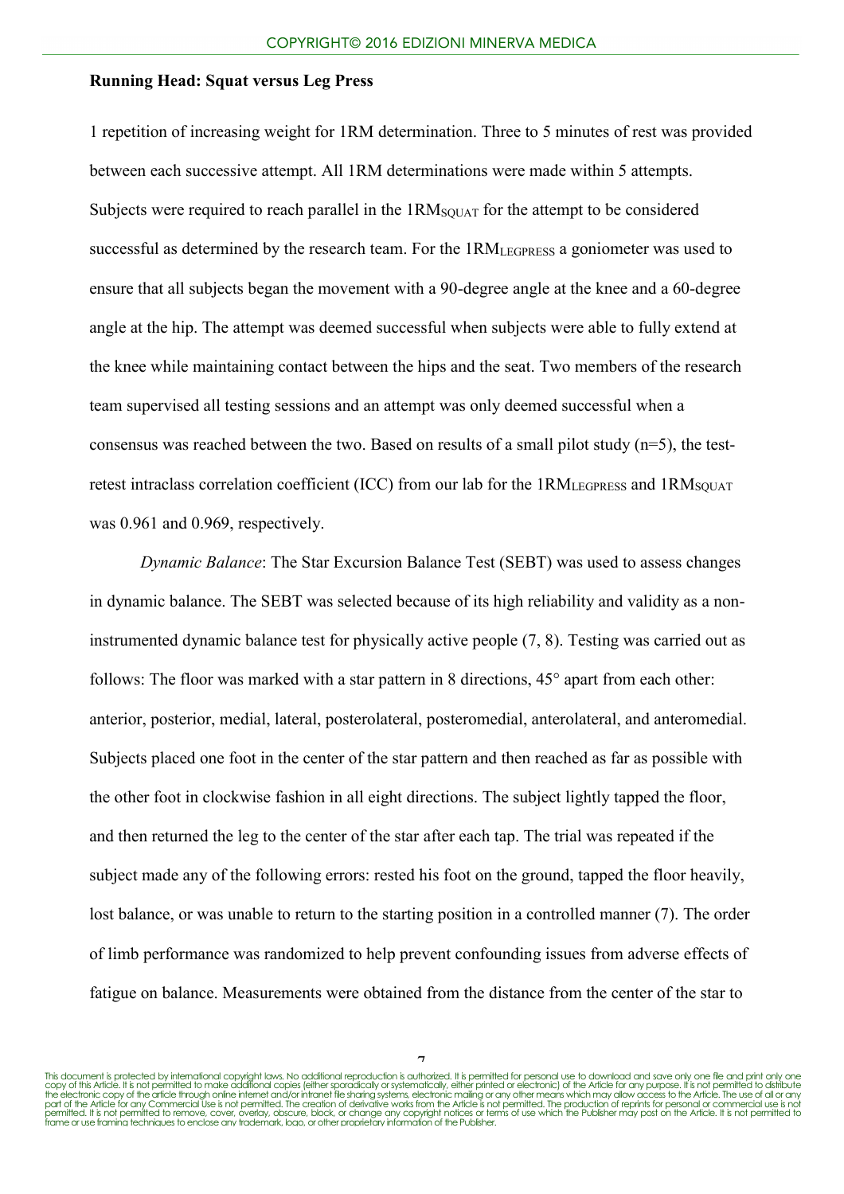1 repetition of increasing weight for 1RM determination. Three to 5 minutes of rest was provided between each successive attempt. All 1RM determinations were made within 5 attempts. Subjects were required to reach parallel in the $1RM_{SQUAT}$ for the attempt to be considered successful as determined by the research team. For the $1RM_{LEGPRESS}$ a goniometer was used to ensure that all subjects began the movement with a 90-degree angle at the knee and a 60-degree angle at the hip. The attempt was deemed successful when subjects were able to fully extend at the knee while maintaining contact between the hips and the seat. Two members of the research team supervised all testing sessions and an attempt was only deemed successful when a consensus was reached between the two. Based on results of a small pilot study (n=5), the test-retest intraclass correlation coefficient (ICC) from our lab for the $1RM_{LEGPRESS}$ and $1RM_{SQUAT}$ was 0.961 and 0.969, respectively.

*Dynamic Balance*: The Star Excursion Balance Test (SEBT) was used to assess changes in dynamic balance. The SEBT was selected because of its high reliability and validity as a non-instrumented dynamic balance test for physically active people (7, 8). Testing was carried out as follows: The floor was marked with a star pattern in 8 directions, 45° apart from each other: anterior, posterior, medial, lateral, posterolateral, posteromedial, anterolateral, and anteromedial. Subjects placed one foot in the center of the star pattern and then reached as far as possible with the other foot in clockwise fashion in all eight directions. The subject lightly tapped the floor, and then returned the leg to the center of the star after each tap. The trial was repeated if the subject made any of the following errors: rested his foot on the ground, tapped the floor heavily, lost balance, or was unable to return to the starting position in a controlled manner (7). The order of limb performance was randomized to help prevent confounding issues from adverse effects of fatigue on balance. Measurements were obtained from the distance from the center of the star to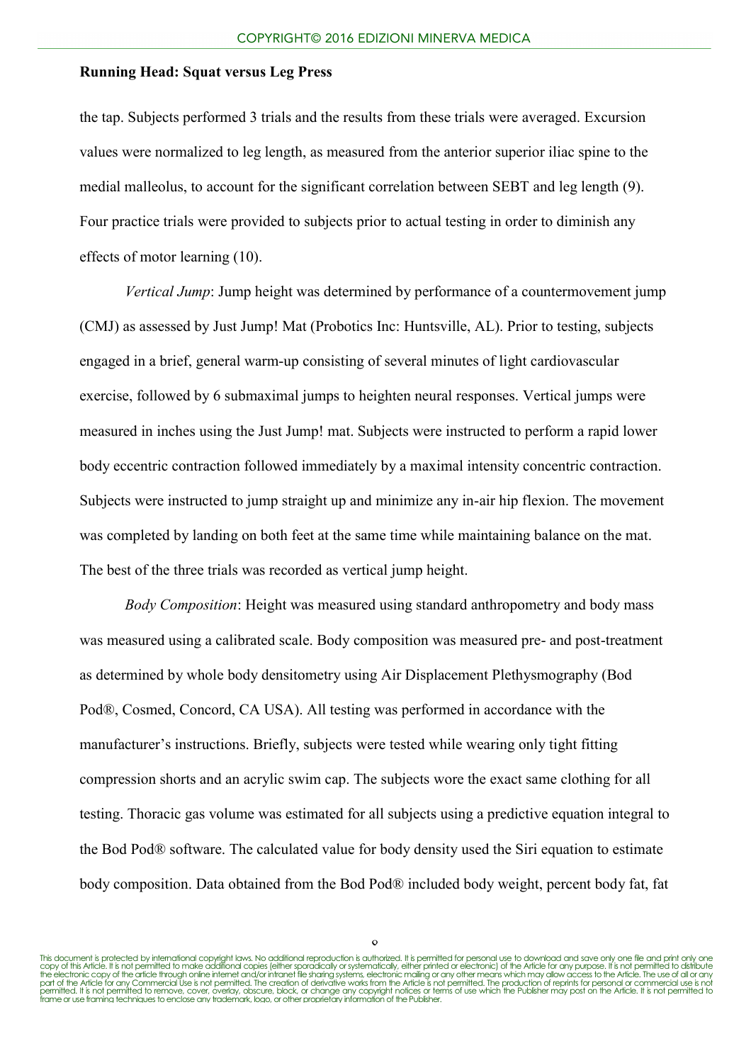the tap. Subjects performed 3 trials and the results from these trials were averaged. Excursion values were normalized to leg length, as measured from the anterior superior iliac spine to the medial malleolus, to account for the significant correlation between SEBT and leg length (9). Four practice trials were provided to subjects prior to actual testing in order to diminish any effects of motor learning (10).

*Vertical Jump*: Jump height was determined by performance of a countermovement jump (CMJ) as assessed by Just Jump! Mat (Probotics Inc: Huntsville, AL). Prior to testing, subjects engaged in a brief, general warm-up consisting of several minutes of light cardiovascular exercise, followed by 6 submaximal jumps to heighten neural responses. Vertical jumps were measured in inches using the Just Jump! mat. Subjects were instructed to perform a rapid lower body eccentric contraction followed immediately by a maximal intensity concentric contraction. Subjects were instructed to jump straight up and minimize any in-air hip flexion. The movement was completed by landing on both feet at the same time while maintaining balance on the mat. The best of the three trials was recorded as vertical jump height.

*Body Composition*: Height was measured using standard anthropometry and body mass was measured using a calibrated scale. Body composition was measured pre- and post-treatment as determined by whole body densitometry using Air Displacement Plethysmography (Bod Pod®, Cosmed, Concord, CA USA). All testing was performed in accordance with the manufacturer's instructions. Briefly, subjects were tested while wearing only tight fitting compression shorts and an acrylic swim cap. The subjects wore the exact same clothing for all testing. Thoracic gas volume was estimated for all subjects using a predictive equation integral to the Bod Pod® software. The calculated value for body density used the Siri equation to estimate body composition. Data obtained from the Bod Pod® included body weight, percent body fat, fat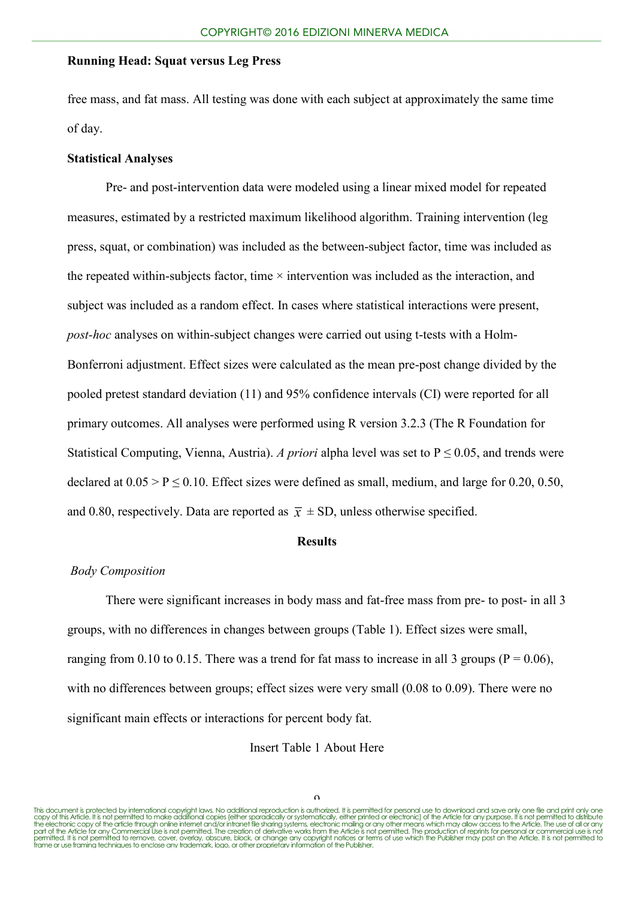free mass, and fat mass. All testing was done with each subject at approximately the same time of day.

**Statistical Analyses**

Pre- and post-intervention data were modeled using a linear mixed model for repeated measures, estimated by a restricted maximum likelihood algorithm. Training intervention (leg press, squat, or combination) was included as the between-subject factor, time was included as the repeated within-subjects factor, time × intervention was included as the interaction, and subject was included as a random effect. In cases where statistical interactions were present, *post-hoc* analyses on within-subject changes were carried out using t-tests with a Holm-Bonferroni adjustment. Effect sizes were calculated as the mean pre-post change divided by the pooled pretest standard deviation (11) and 95% confidence intervals (CI) were reported for all primary outcomes. All analyses were performed using R version 3.2.3 (The R Foundation for Statistical Computing, Vienna, Austria). *A priori* alpha level was set to $P \leq 0.05$, and trends were declared at $0.05 > P \leq 0.10$. Effect sizes were defined as small, medium, and large for 0.20, 0.50, and 0.80, respectively. Data are reported as $\bar{x} \pm$ SD, unless otherwise specified.

## Results

*Body Composition*

There were significant increases in body mass and fat-free mass from pre- to post- in all 3 groups, with no differences in changes between groups (Table 1). Effect sizes were small, ranging from 0.10 to 0.15. There was a trend for fat mass to increase in all 3 groups ($P = 0.06$), with no differences between groups; effect sizes were very small (0.08 to 0.09). There were no significant main effects or interactions for percent body fat.

Insert Table 1 About Here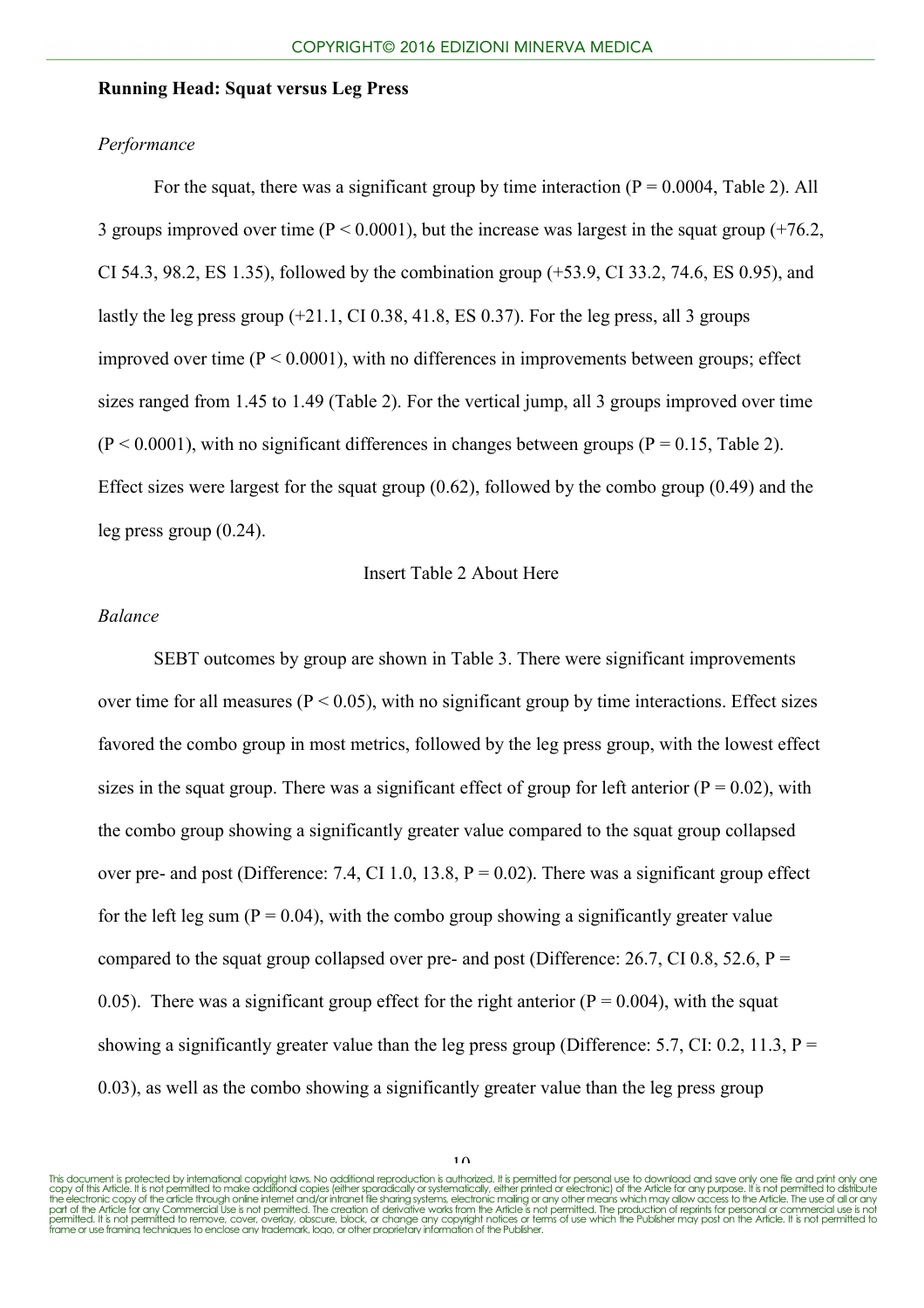*Performance*

For the squat, there was a significant group by time interaction ($P = 0.0004$, Table 2). All 3 groups improved over time ($P < 0.0001$), but the increase was largest in the squat group (+76.2, CI 54.3, 98.2, ES 1.35), followed by the combination group (+53.9, CI 33.2, 74.6, ES 0.95), and lastly the leg press group (+21.1, CI 0.38, 41.8, ES 0.37). For the leg press, all 3 groups improved over time ($P < 0.0001$), with no differences in improvements between groups; effect sizes ranged from 1.45 to 1.49 (Table 2). For the vertical jump, all 3 groups improved over time ($P < 0.0001$), with no significant differences in changes between groups ($P = 0.15$, Table 2). Effect sizes were largest for the squat group (0.62), followed by the combo group (0.49) and the leg press group (0.24).

Insert Table 2 About Here

*Balance*

SEBT outcomes by group are shown in Table 3. There were significant improvements over time for all measures ($P < 0.05$), with no significant group by time interactions. Effect sizes favored the combo group in most metrics, followed by the leg press group, with the lowest effect sizes in the squat group. There was a significant effect of group for left anterior ($P = 0.02$), with the combo group showing a significantly greater value compared to the squat group collapsed over pre- and post (Difference: 7.4, CI 1.0, 13.8, $P = 0.02$). There was a significant group effect for the left leg sum ($P = 0.04$), with the combo group showing a significantly greater value compared to the squat group collapsed over pre- and post (Difference: 26.7, CI 0.8, 52.6, $P = 0.05$). There was a significant group effect for the right anterior ($P = 0.004$), with the squat showing a significantly greater value than the leg press group (Difference: 5.7, CI: 0.2, 11.3, $P = 0.03$), as well as the combo showing a significantly greater value than the leg press group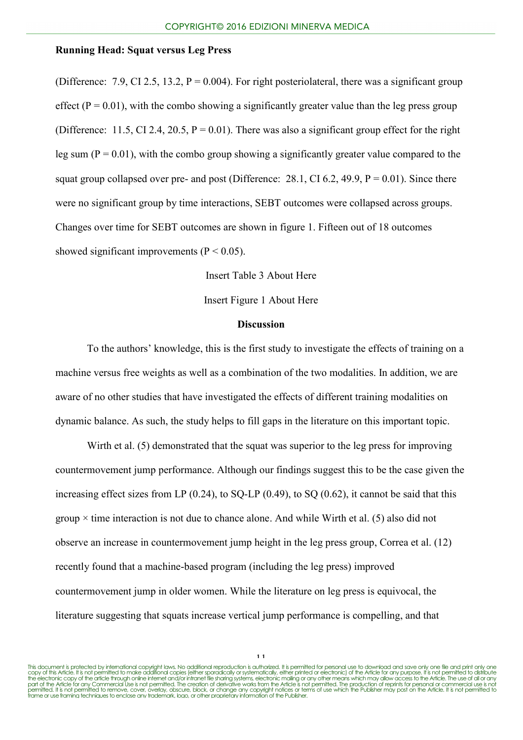(Difference: 7.9, CI 2.5, 13.2, $P = 0.004$). For right posteriolateral, there was a significant group effect ($P = 0.01$), with the combo showing a significantly greater value than the leg press group (Difference: 11.5, CI 2.4, 20.5, $P = 0.01$). There was also a significant group effect for the right leg sum ($P = 0.01$), with the combo group showing a significantly greater value compared to the squat group collapsed over pre- and post (Difference: 28.1, CI 6.2, 49.9, $P = 0.01$). Since there were no significant group by time interactions, SEBT outcomes were collapsed across groups. Changes over time for SEBT outcomes are shown in figure 1. Fifteen out of 18 outcomes showed significant improvements ($P < 0.05$).

Insert Table 3 About Here

Insert Figure 1 About Here

## Discussion

To the authors' knowledge, this is the first study to investigate the effects of training on a machine versus free weights as well as a combination of the two modalities. In addition, we are aware of no other studies that have investigated the effects of different training modalities on dynamic balance. As such, the study helps to fill gaps in the literature on this important topic.

Wirth et al. (5) demonstrated that the squat was superior to the leg press for improving countermovement jump performance. Although our findings suggest this to be the case given the increasing effect sizes from LP (0.24), to SQ-LP (0.49), to SQ (0.62), it cannot be said that this group × time interaction is not due to chance alone. And while Wirth et al. (5) also did not observe an increase in countermovement jump height in the leg press group, Correa et al. (12) recently found that a machine-based program (including the leg press) improved countermovement jump in older women. While the literature on leg press is equivocal, the literature suggesting that squats increase vertical jump performance is compelling, and that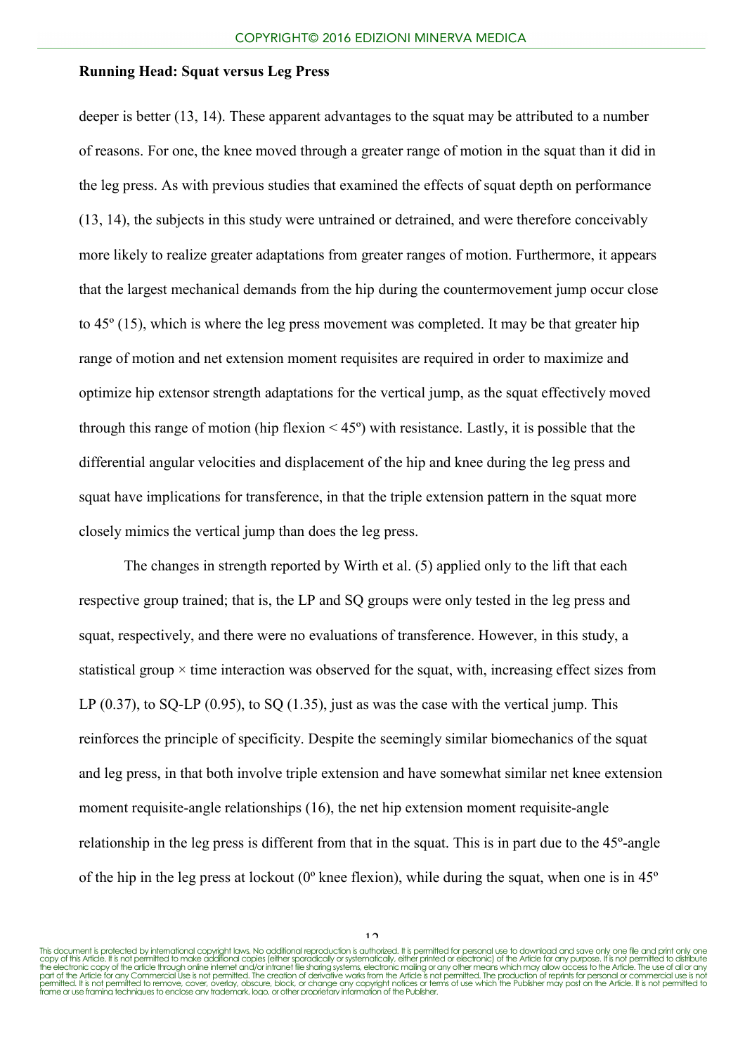deeper is better (13, 14). These apparent advantages to the squat may be attributed to a number of reasons. For one, the knee moved through a greater range of motion in the squat than it did in the leg press. As with previous studies that examined the effects of squat depth on performance (13, 14), the subjects in this study were untrained or detrained, and were therefore conceivably more likely to realize greater adaptations from greater ranges of motion. Furthermore, it appears that the largest mechanical demands from the hip during the countermovement jump occur close to 45º (15), which is where the leg press movement was completed. It may be that greater hip range of motion and net extension moment requisites are required in order to maximize and optimize hip extensor strength adaptations for the vertical jump, as the squat effectively moved through this range of motion (hip flexion < 45º) with resistance. Lastly, it is possible that the differential angular velocities and displacement of the hip and knee during the leg press and squat have implications for transference, in that the triple extension pattern in the squat more closely mimics the vertical jump than does the leg press.

The changes in strength reported by Wirth et al. (5) applied only to the lift that each respective group trained; that is, the LP and SQ groups were only tested in the leg press and squat, respectively, and there were no evaluations of transference. However, in this study, a statistical group × time interaction was observed for the squat, with, increasing effect sizes from LP (0.37), to SQ-LP (0.95), to SQ (1.35), just as was the case with the vertical jump. This reinforces the principle of specificity. Despite the seemingly similar biomechanics of the squat and leg press, in that both involve triple extension and have somewhat similar net knee extension moment requisite-angle relationships (16), the net hip extension moment requisite-angle relationship in the leg press is different from that in the squat. This is in part due to the 45º-angle of the hip in the leg press at lockout (0º knee flexion), while during the squat, when one is in 45º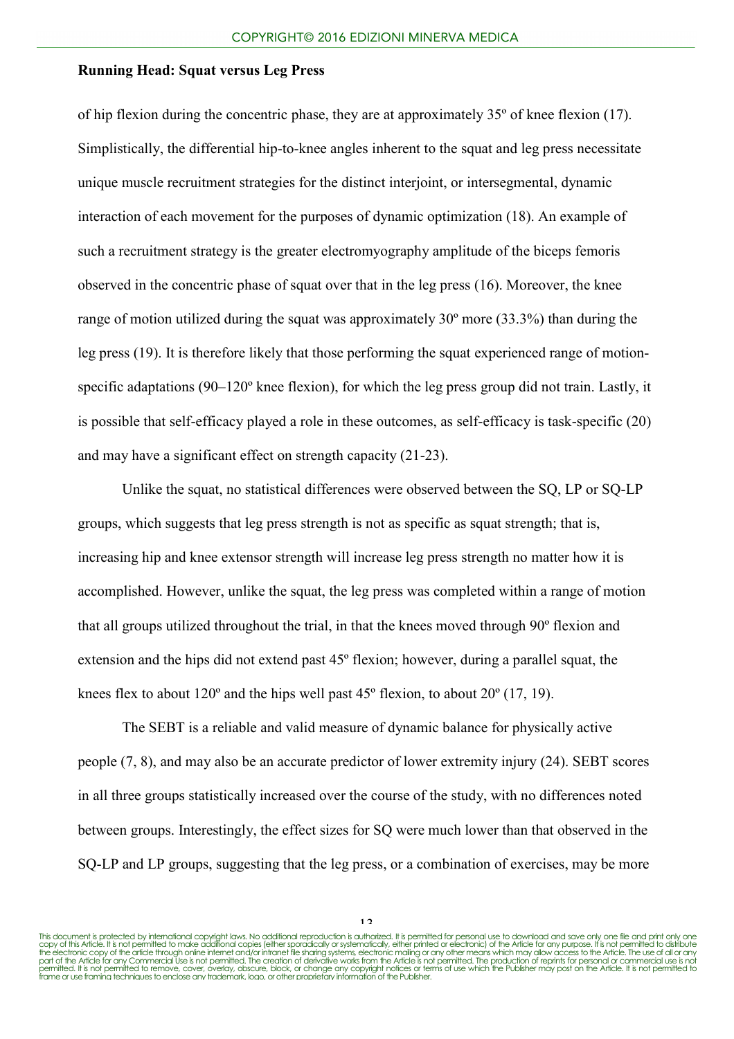of hip flexion during the concentric phase, they are at approximately 35º of knee flexion (17). Simplistically, the differential hip-to-knee angles inherent to the squat and leg press necessitate unique muscle recruitment strategies for the distinct interjoint, or intersegmental, dynamic interaction of each movement for the purposes of dynamic optimization (18). An example of such a recruitment strategy is the greater electromyography amplitude of the biceps femoris observed in the concentric phase of squat over that in the leg press (16). Moreover, the knee range of motion utilized during the squat was approximately 30º more (33.3%) than during the leg press (19). It is therefore likely that those performing the squat experienced range of motion-specific adaptations (90–120º knee flexion), for which the leg press group did not train. Lastly, it is possible that self-efficacy played a role in these outcomes, as self-efficacy is task-specific (20) and may have a significant effect on strength capacity (21-23).

Unlike the squat, no statistical differences were observed between the SQ, LP or SQ-LP groups, which suggests that leg press strength is not as specific as squat strength; that is, increasing hip and knee extensor strength will increase leg press strength no matter how it is accomplished. However, unlike the squat, the leg press was completed within a range of motion that all groups utilized throughout the trial, in that the knees moved through 90º flexion and extension and the hips did not extend past 45º flexion; however, during a parallel squat, the knees flex to about 120º and the hips well past 45º flexion, to about 20º (17, 19).

The SEBT is a reliable and valid measure of dynamic balance for physically active people (7, 8), and may also be an accurate predictor of lower extremity injury (24). SEBT scores in all three groups statistically increased over the course of the study, with no differences noted between groups. Interestingly, the effect sizes for SQ were much lower than that observed in the SQ-LP and LP groups, suggesting that the leg press, or a combination of exercises, may be more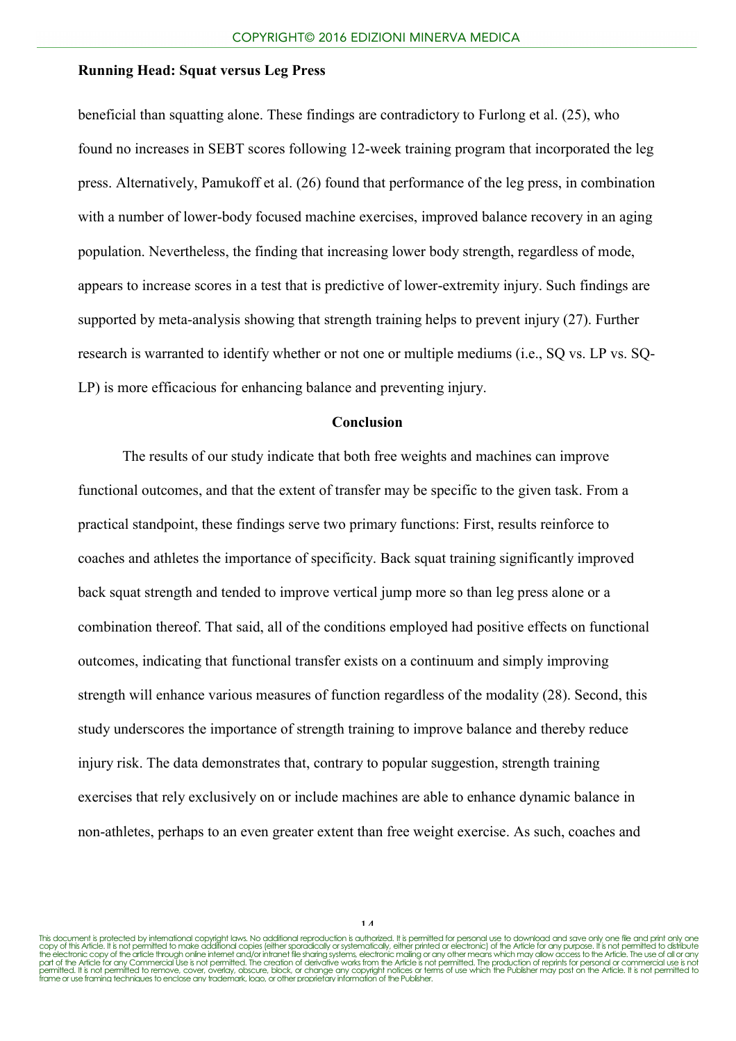beneficial than squatting alone. These findings are contradictory to Furlong et al. (25), who found no increases in SEBT scores following 12-week training program that incorporated the leg press. Alternatively, Pamukoff et al. (26) found that performance of the leg press, in combination with a number of lower-body focused machine exercises, improved balance recovery in an aging population. Nevertheless, the finding that increasing lower body strength, regardless of mode, appears to increase scores in a test that is predictive of lower-extremity injury. Such findings are supported by meta-analysis showing that strength training helps to prevent injury (27). Further research is warranted to identify whether or not one or multiple mediums (i.e., SQ vs. LP vs. SQ-LP) is more efficacious for enhancing balance and preventing injury.

## Conclusion

The results of our study indicate that both free weights and machines can improve functional outcomes, and that the extent of transfer may be specific to the given task. From a practical standpoint, these findings serve two primary functions: First, results reinforce to coaches and athletes the importance of specificity. Back squat training significantly improved back squat strength and tended to improve vertical jump more so than leg press alone or a combination thereof. That said, all of the conditions employed had positive effects on functional outcomes, indicating that functional transfer exists on a continuum and simply improving strength will enhance various measures of function regardless of the modality (28). Second, this study underscores the importance of strength training to improve balance and thereby reduce injury risk. The data demonstrates that, contrary to popular suggestion, strength training exercises that rely exclusively on or include machines are able to enhance dynamic balance in non-athletes, perhaps to an even greater extent than free weight exercise. As such, coaches and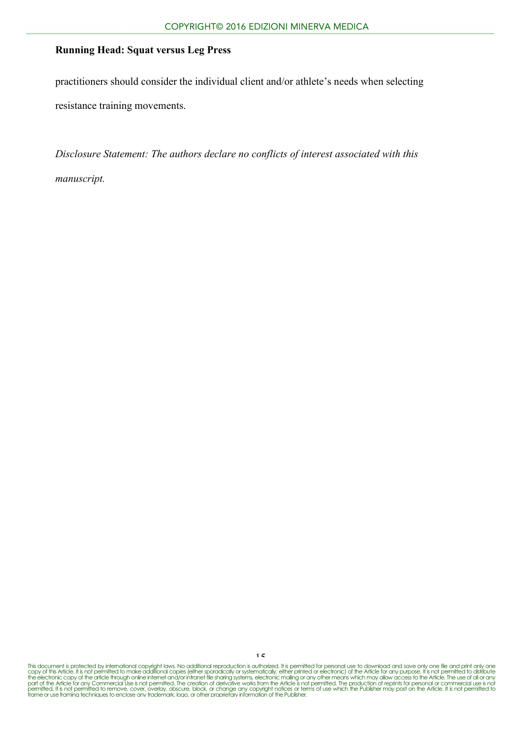practitioners should consider the individual client and/or athlete's needs when selecting resistance training movements.

*Disclosure Statement: The authors declare no conflicts of interest associated with this manuscript.*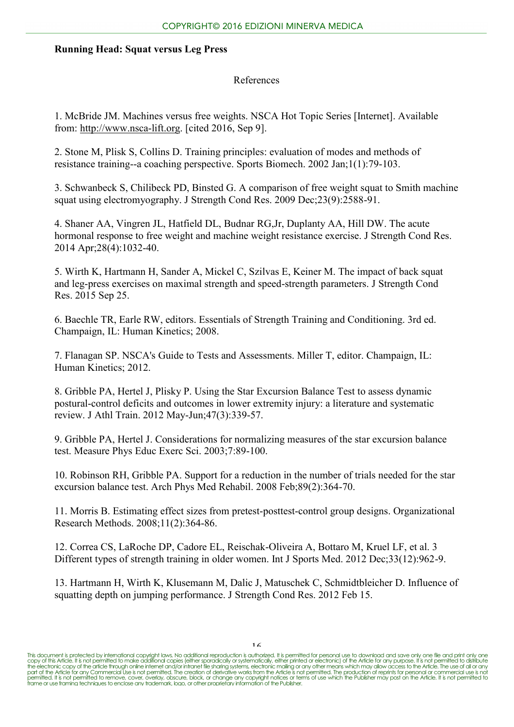References

1. McBride JM. Machines versus free weights. NSCA Hot Topic Series [Internet]. Available from: http://www.nsca-lift.org. [cited 2016, Sep 9].

2. Stone M, Plisk S, Collins D. Training principles: evaluation of modes and methods of resistance training--a coaching perspective. Sports Biomech. 2002 Jan;1(1):79-103.

3. Schwanbeck S, Chilibeck PD, Binsted G. A comparison of free weight squat to Smith machine squat using electromyography. J Strength Cond Res. 2009 Dec;23(9):2588-91.

4. Shaner AA, Vingren JL, Hatfield DL, Budnar RG,Jr, Duplanty AA, Hill DW. The acute hormonal response to free weight and machine weight resistance exercise. J Strength Cond Res. 2014 Apr;28(4):1032-40.

5. Wirth K, Hartmann H, Sander A, Mickel C, Szilvas E, Keiner M. The impact of back squat and leg-press exercises on maximal strength and speed-strength parameters. J Strength Cond Res. 2015 Sep 25.

6. Baechle TR, Earle RW, editors. Essentials of Strength Training and Conditioning. 3rd ed. Champaign, IL: Human Kinetics; 2008.

7. Flanagan SP. NSCA's Guide to Tests and Assessments. Miller T, editor. Champaign, IL: Human Kinetics; 2012.

8. Gribble PA, Hertel J, Plisky P. Using the Star Excursion Balance Test to assess dynamic postural-control deficits and outcomes in lower extremity injury: a literature and systematic review. J Athl Train. 2012 May-Jun;47(3):339-57.

9. Gribble PA, Hertel J. Considerations for normalizing measures of the star excursion balance test. Measure Phys Educ Exerc Sci. 2003;7:89-100.

10. Robinson RH, Gribble PA. Support for a reduction in the number of trials needed for the star excursion balance test. Arch Phys Med Rehabil. 2008 Feb;89(2):364-70.

11. Morris B. Estimating effect sizes from pretest-posttest-control group designs. Organizational Research Methods. 2008;11(2):364-86.

12. Correa CS, LaRoche DP, Cadore EL, Reischak-Oliveira A, Bottaro M, Kruel LF, et al. 3 Different types of strength training in older women. Int J Sports Med. 2012 Dec;33(12):962-9.

13. Hartmann H, Wirth K, Klusemann M, Dalic J, Matuschek C, Schmidtbleicher D. Influence of squatting depth on jumping performance. J Strength Cond Res. 2012 Feb 15.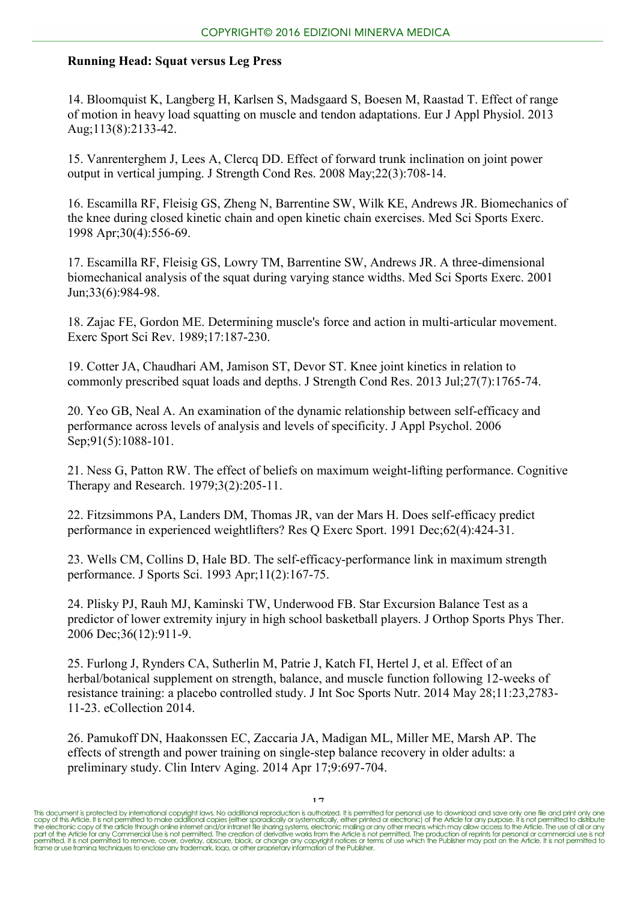14. Bloomquist K, Langberg H, Karlsen S, Madsgaard S, Boesen M, Raastad T. Effect of range of motion in heavy load squatting on muscle and tendon adaptations. Eur J Appl Physiol. 2013 Aug;113(8):2133-42.

15. Vanrenterghem J, Lees A, Clercq DD. Effect of forward trunk inclination on joint power output in vertical jumping. J Strength Cond Res. 2008 May;22(3):708-14.

16. Escamilla RF, Fleisig GS, Zheng N, Barrentine SW, Wilk KE, Andrews JR. Biomechanics of the knee during closed kinetic chain and open kinetic chain exercises. Med Sci Sports Exerc. 1998 Apr;30(4):556-69.

17. Escamilla RF, Fleisig GS, Lowry TM, Barrentine SW, Andrews JR. A three-dimensional biomechanical analysis of the squat during varying stance widths. Med Sci Sports Exerc. 2001 Jun;33(6):984-98.

18. Zajac FE, Gordon ME. Determining muscle's force and action in multi-articular movement. Exerc Sport Sci Rev. 1989;17:187-230.

19. Cotter JA, Chaudhari AM, Jamison ST, Devor ST. Knee joint kinetics in relation to commonly prescribed squat loads and depths. J Strength Cond Res. 2013 Jul;27(7):1765-74.

20. Yeo GB, Neal A. An examination of the dynamic relationship between self-efficacy and performance across levels of analysis and levels of specificity. J Appl Psychol. 2006 Sep;91(5):1088-101.

21. Ness G, Patton RW. The effect of beliefs on maximum weight-lifting performance. Cognitive Therapy and Research. 1979;3(2):205-11.

22. Fitzsimmons PA, Landers DM, Thomas JR, van der Mars H. Does self-efficacy predict performance in experienced weightlifters? Res Q Exerc Sport. 1991 Dec;62(4):424-31.

23. Wells CM, Collins D, Hale BD. The self-efficacy-performance link in maximum strength performance. J Sports Sci. 1993 Apr;11(2):167-75.

24. Plisky PJ, Rauh MJ, Kaminski TW, Underwood FB. Star Excursion Balance Test as a predictor of lower extremity injury in high school basketball players. J Orthop Sports Phys Ther. 2006 Dec;36(12):911-9.

25. Furlong J, Rynders CA, Sutherlin M, Patrie J, Katch FI, Hertel J, et al. Effect of an herbal/botanical supplement on strength, balance, and muscle function following 12-weeks of resistance training: a placebo controlled study. J Int Soc Sports Nutr. 2014 May 28;11:23,2783-11-23. eCollection 2014.

26. Pamukoff DN, Haakonssen EC, Zaccaria JA, Madigan ML, Miller ME, Marsh AP. The effects of strength and power training on single-step balance recovery in older adults: a preliminary study. Clin Interv Aging. 2014 Apr 17;9:697-704.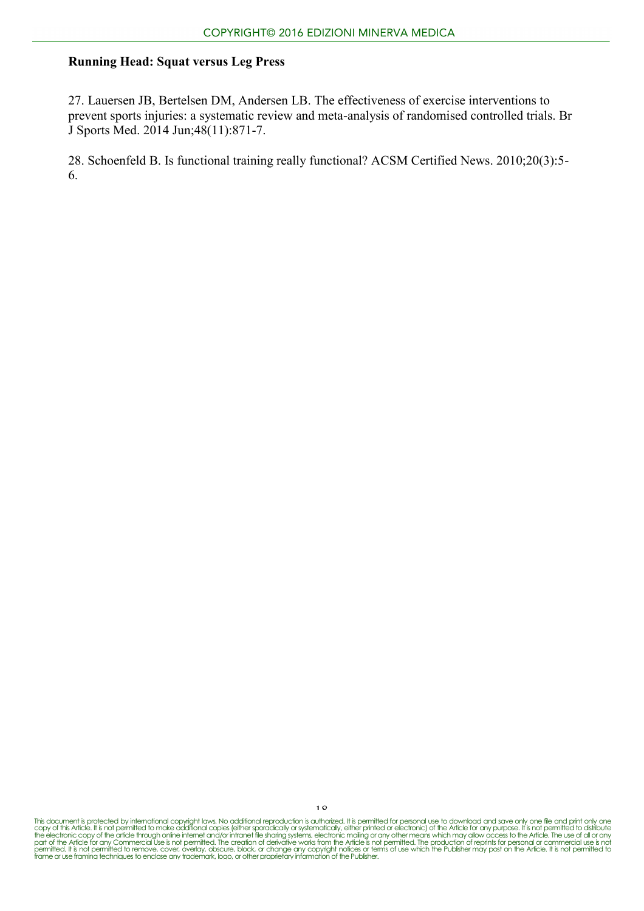27. Lauersen JB, Bertelsen DM, Andersen LB. The effectiveness of exercise interventions to prevent sports injuries: a systematic review and meta-analysis of randomised controlled trials. Br J Sports Med. 2014 Jun;48(11):871-7.

28. Schoenfeld B. Is functional training really functional? ACSM Certified News. 2010;20(3):5-6.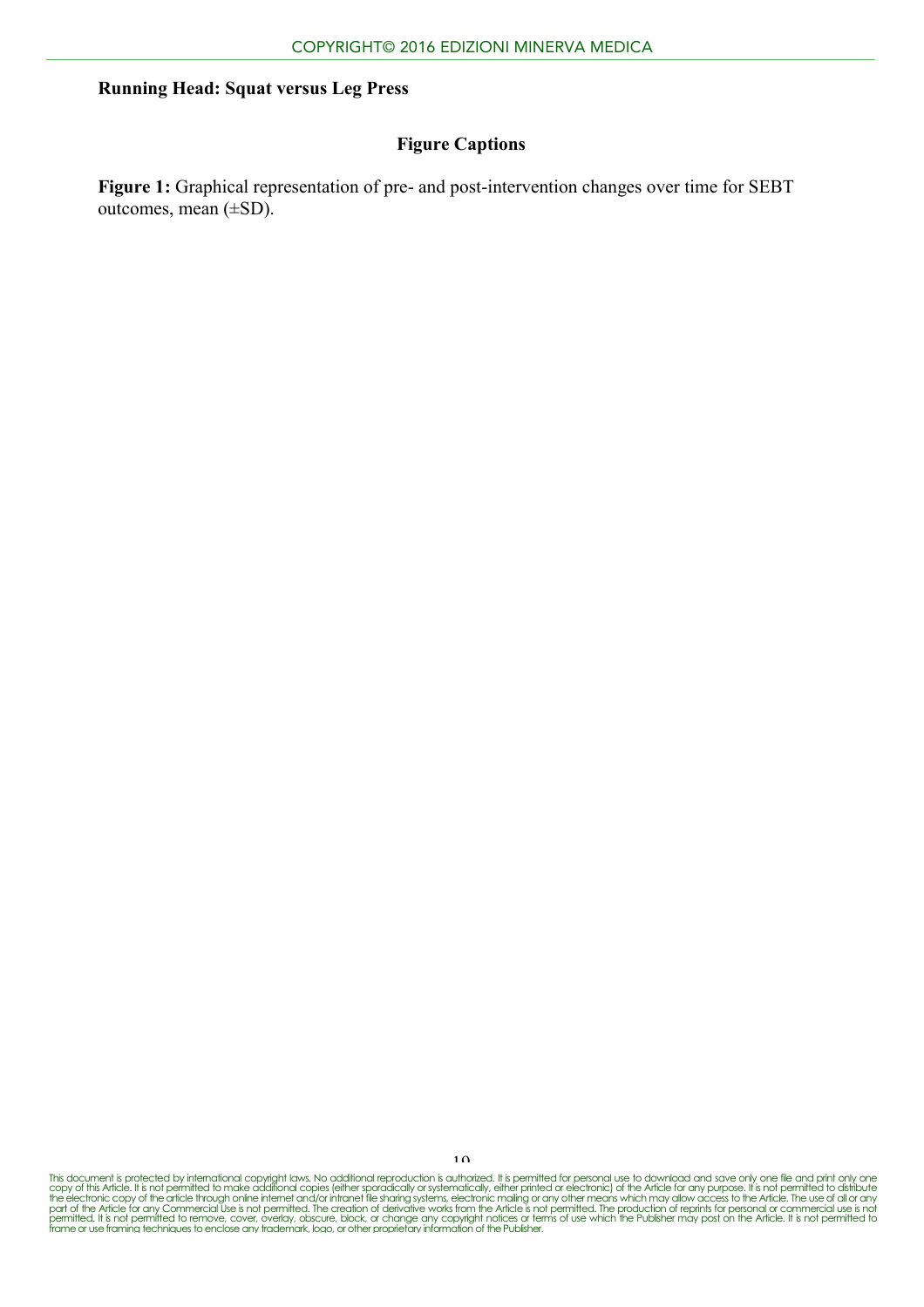**Running Head: Squat versus Leg Press**

## Figure Captions

**Figure 1:** Graphical representation of pre- and post-intervention changes over time for SEBT outcomes, mean (±SD).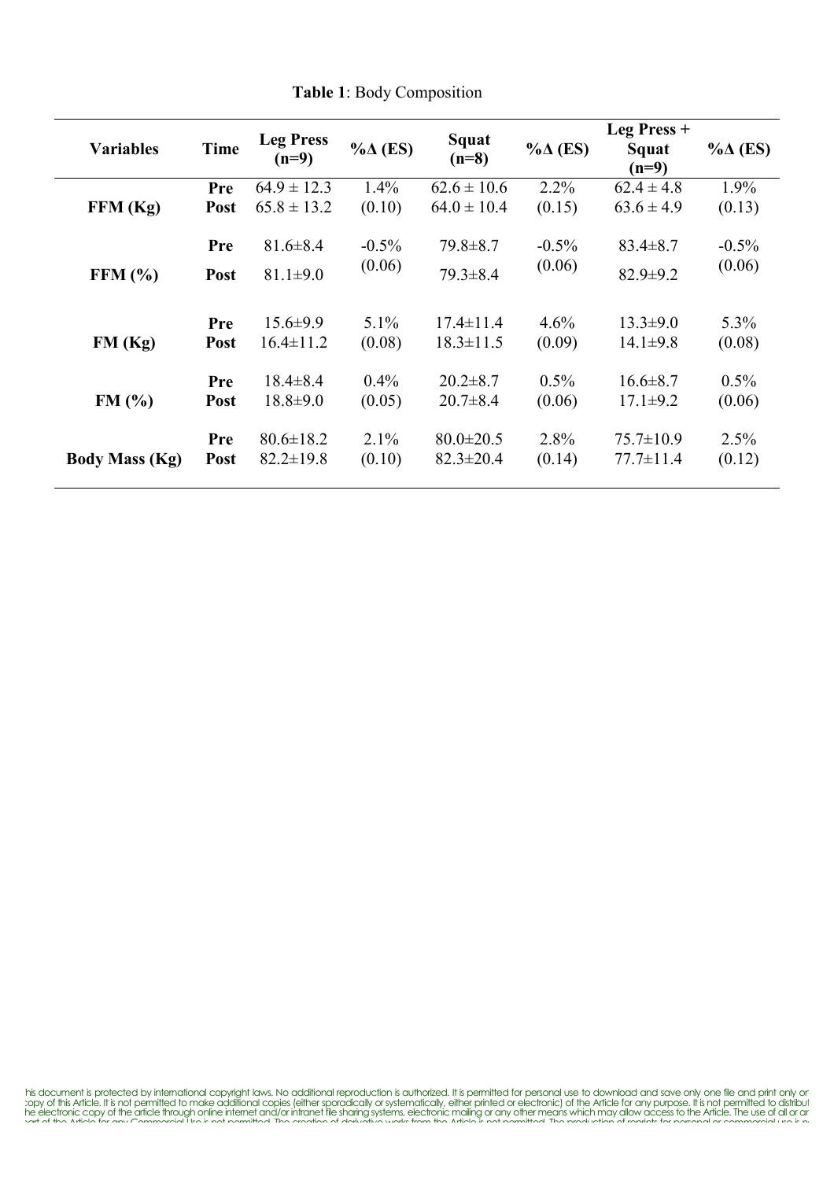**Table 1**: Body Composition

| Variables | Time | Leg Press (n=9) | %Δ (ES) | Squat (n=8) | %Δ (ES) | Leg Press + Squat (n=9) | %Δ (ES) |
|---|---|---|---|---|---|---|---|
| **FFM (Kg)** | **Pre** | 64.9 ± 12.3 | 1.4% | 62.6 ± 10.6 | 2.2% | 62.4 ± 4.8 | 1.9% |
| | **Post** | 65.8 ± 13.2 | (0.10) | 64.0 ± 10.4 | (0.15) | 63.6 ± 4.9 | (0.13) |
| **FFM (%)** | **Pre** | 81.6±8.4 | -0.5% | 79.8±8.7 | -0.5% | 83.4±8.7 | -0.5% |
| | **Post** | 81.1±9.0 | (0.06) | 79.3±8.4 | (0.06) | 82.9±9.2 | (0.06) |
| **FM (Kg)** | **Pre** | 15.6±9.9 | 5.1% | 17.4±11.4 | 4.6% | 13.3±9.0 | 5.3% |
| | **Post** | 16.4±11.2 | (0.08) | 18.3±11.5 | (0.09) | 14.1±9.8 | (0.08) |
| **FM (%)** | **Pre** | 18.4±8.4 | 0.4% | 20.2±8.7 | 0.5% | 16.6±8.7 | 0.5% |
| | **Post** | 18.8±9.0 | (0.05) | 20.7±8.4 | (0.06) | 17.1±9.2 | (0.06) |
| **Body Mass (Kg)** | **Pre** | 80.6±18.2 | 2.1% | 80.0±20.5 | 2.8% | 75.7±10.9 | 2.5% |
| | **Post** | 82.2±19.8 | (0.10) | 82.3±20.4 | (0.14) | 77.7±11.4 | (0.12) |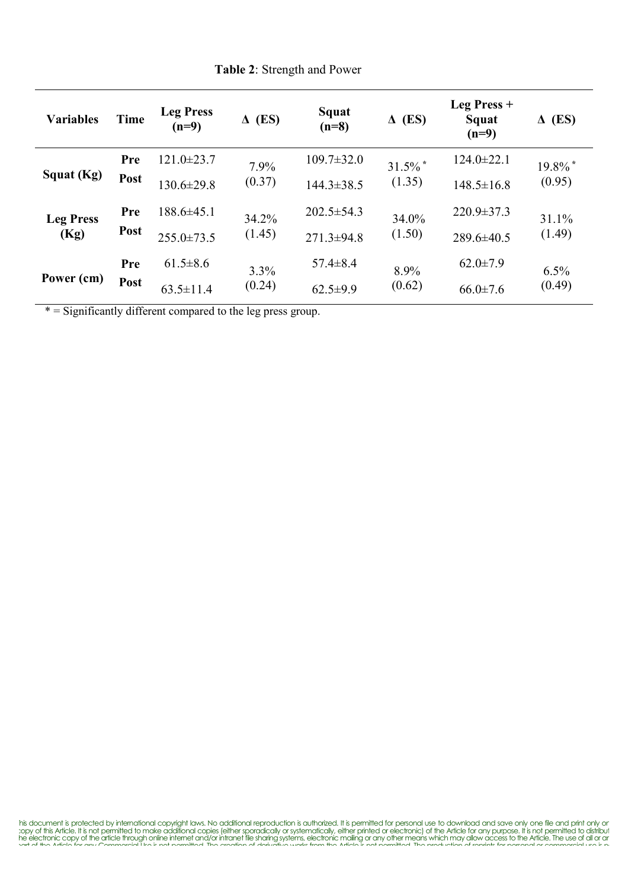**Table 2**: Strength and Power

| Variables | Time | Leg Press (n=9) | Δ (ES) | Squat (n=8) | Δ (ES) | Leg Press + Squat (n=9) | Δ (ES) |
|---|---|---|---|---|---|---|---|
| Squat (Kg) | Pre | 121.0±23.7 | 7.9% (0.37) | 109.7±32.0 | 31.5%* (1.35) | 124.0±22.1 | 19.8%* (0.95) |
| | Post | 130.6±29.8 | | 144.3±38.5 | | 148.5±16.8 | |
| Leg Press (Kg) | Pre | 188.6±45.1 | 34.2% (1.45) | 202.5±54.3 | 34.0% (1.50) | 220.9±37.3 | 31.1% (1.49) |
| | Post | 255.0±73.5 | | 271.3±94.8 | | 289.6±40.5 | |
| Power (cm) | Pre | 61.5±8.6 | 3.3% (0.24) | 57.4±8.4 | 8.9% (0.62) | 62.0±7.9 | 6.5% (0.49) |
| | Post | 63.5±11.4 | | 62.5±9.9 | | 66.0±7.6 | |

* = Significantly different compared to the leg press group.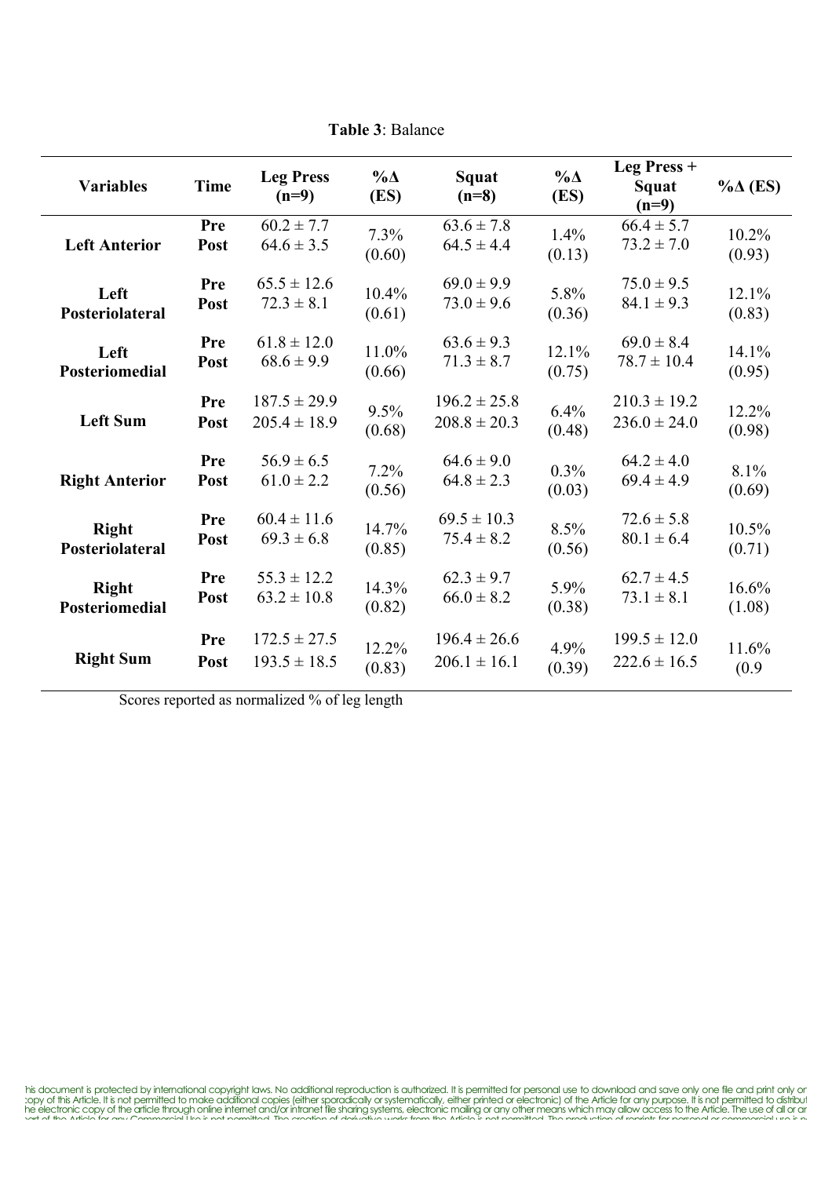**Table 3**: Balance

| Variables | Time | Leg Press (n=9) | %Δ (ES) | Squat (n=8) | %Δ (ES) | Leg Press + Squat (n=9) | %Δ (ES) |
|---|---|---|---|---|---|---|---|
| **Left Anterior** | **Pre**<br>**Post** | 60.2 ± 7.7<br>64.6 ± 3.5 | 7.3% (0.60) | 63.6 ± 7.8<br>64.5 ± 4.4 | 1.4% (0.13) | 66.4 ± 5.7<br>73.2 ± 7.0 | 10.2% (0.93) |
| **Left Posteriolateral** | **Pre**<br>**Post** | 65.5 ± 12.6<br>72.3 ± 8.1 | 10.4% (0.61) | 69.0 ± 9.9<br>73.0 ± 9.6 | 5.8% (0.36) | 75.0 ± 9.5<br>84.1 ± 9.3 | 12.1% (0.83) |
| **Left Posteriomedial** | **Pre**<br>**Post** | 61.8 ± 12.0<br>68.6 ± 9.9 | 11.0% (0.66) | 63.6 ± 9.3<br>71.3 ± 8.7 | 12.1% (0.75) | 69.0 ± 8.4<br>78.7 ± 10.4 | 14.1% (0.95) |
| **Left Sum** | **Pre**<br>**Post** | 187.5 ± 29.9<br>205.4 ± 18.9 | 9.5% (0.68) | 196.2 ± 25.8<br>208.8 ± 20.3 | 6.4% (0.48) | 210.3 ± 19.2<br>236.0 ± 24.0 | 12.2% (0.98) |
| **Right Anterior** | **Pre**<br>**Post** | 56.9 ± 6.5<br>61.0 ± 2.2 | 7.2% (0.56) | 64.6 ± 9.0<br>64.8 ± 2.3 | 0.3% (0.03) | 64.2 ± 4.0<br>69.4 ± 4.9 | 8.1% (0.69) |
| **Right Posteriolateral** | **Pre**<br>**Post** | 60.4 ± 11.6<br>69.3 ± 6.8 | 14.7% (0.85) | 69.5 ± 10.3<br>75.4 ± 8.2 | 8.5% (0.56) | 72.6 ± 5.8<br>80.1 ± 6.4 | 10.5% (0.71) |
| **Right Posteriomedial** | **Pre**<br>**Post** | 55.3 ± 12.2<br>63.2 ± 10.8 | 14.3% (0.82) | 62.3 ± 9.7<br>66.0 ± 8.2 | 5.9% (0.38) | 62.7 ± 4.5<br>73.1 ± 8.1 | 16.6% (1.08) |
| **Right Sum** | **Pre**<br>**Post** | 172.5 ± 27.5<br>193.5 ± 18.5 | 12.2% (0.83) | 196.4 ± 26.6<br>206.1 ± 16.1 | 4.9% (0.39) | 199.5 ± 12.0<br>222.6 ± 16.5 | 11.6% (0.9 |

Scores reported as normalized % of leg length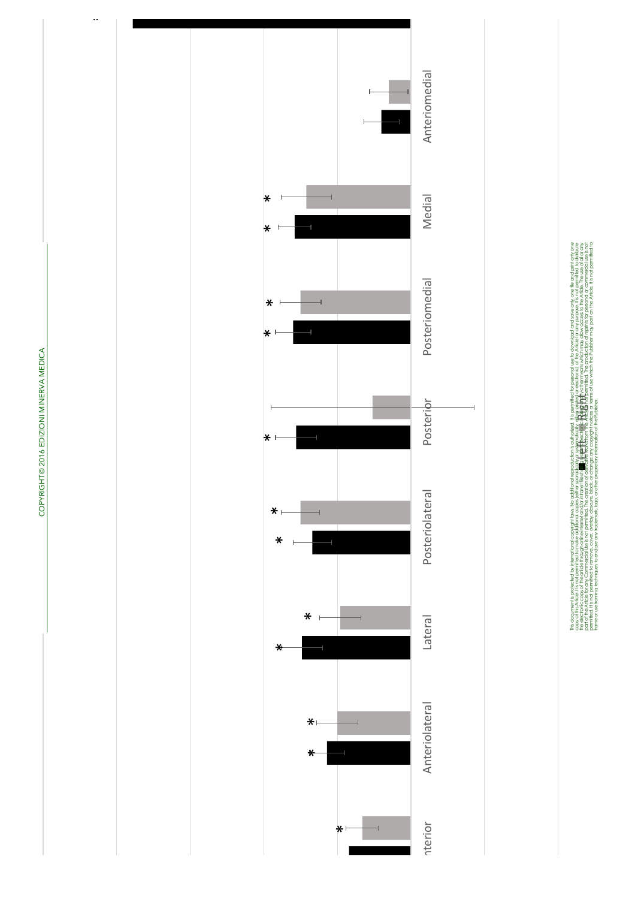Anteriomedial

Medial

Posteriomedial

Posterior

Posteriolateral

Lateral

Anteriolateral

nterior

■ Left ■ Right